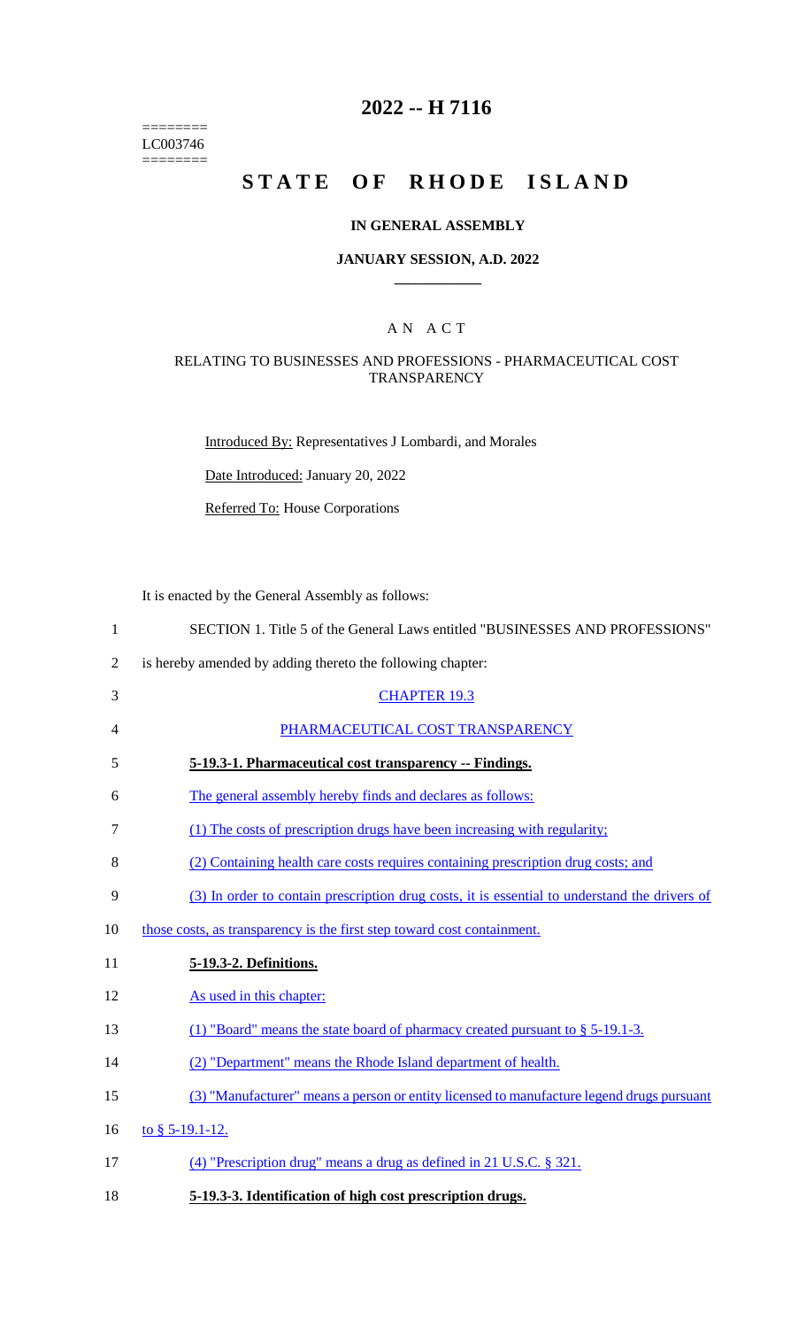========
LC003746
========

# 2022 -- H 7116

# STATE OF RHODE ISLAND

## IN GENERAL ASSEMBLY

### JANUARY SESSION, A.D. 2022

### A N A C T

### RELATING TO BUSINESSES AND PROFESSIONS - PHARMACEUTICAL COST TRANSPARENCY

Introduced By: Representatives J Lombardi, and Morales

Date Introduced: January 20, 2022

Referred To: House Corporations

It is enacted by the General Assembly as follows:

1 SECTION 1. Title 5 of the General Laws entitled "BUSINESSES AND PROFESSIONS"

2 is hereby amended by adding thereto the following chapter:

3 CHAPTER 19.3

4 PHARMACEUTICAL COST TRANSPARENCY

5 **5-19.3-1. Pharmaceutical cost transparency -- Findings.**

6 The general assembly hereby finds and declares as follows:

7 (1) The costs of prescription drugs have been increasing with regularity;

8 (2) Containing health care costs requires containing prescription drug costs; and

9 (3) In order to contain prescription drug costs, it is essential to understand the drivers of

10 those costs, as transparency is the first step toward cost containment.

11 **5-19.3-2. Definitions.**

12 As used in this chapter:

13 (1) "Board" means the state board of pharmacy created pursuant to § 5-19.1-3.

14 (2) "Department" means the Rhode Island department of health.

15 (3) "Manufacturer" means a person or entity licensed to manufacture legend drugs pursuant

16 to § 5-19.1-12.

17 (4) "Prescription drug" means a drug as defined in 21 U.S.C. § 321.

18 **5-19.3-3. Identification of high cost prescription drugs.**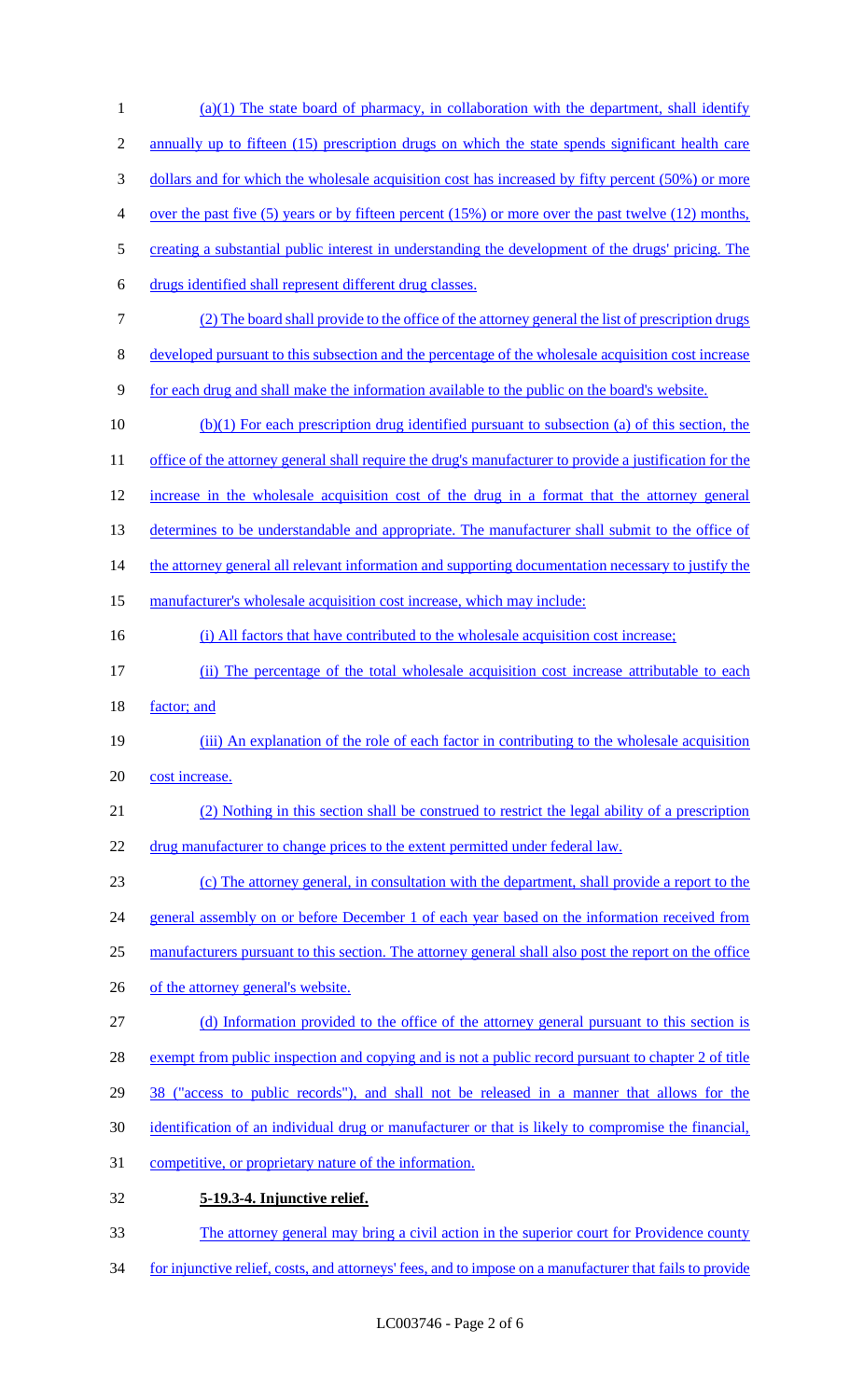(a)(1) The state board of pharmacy, in collaboration with the department, shall identify annually up to fifteen (15) prescription drugs on which the state spends significant health care dollars and for which the wholesale acquisition cost has increased by fifty percent (50%) or more over the past five (5) years or by fifteen percent (15%) or more over the past twelve (12) months, creating a substantial public interest in understanding the development of the drugs' pricing. The drugs identified shall represent different drug classes.

(2) The board shall provide to the office of the attorney general the list of prescription drugs developed pursuant to this subsection and the percentage of the wholesale acquisition cost increase for each drug and shall make the information available to the public on the board's website.

(b)(1) For each prescription drug identified pursuant to subsection (a) of this section, the office of the attorney general shall require the drug's manufacturer to provide a justification for the increase in the wholesale acquisition cost of the drug in a format that the attorney general determines to be understandable and appropriate. The manufacturer shall submit to the office of the attorney general all relevant information and supporting documentation necessary to justify the manufacturer's wholesale acquisition cost increase, which may include:

(i) All factors that have contributed to the wholesale acquisition cost increase;

(ii) The percentage of the total wholesale acquisition cost increase attributable to each factor; and

(iii) An explanation of the role of each factor in contributing to the wholesale acquisition cost increase.

(2) Nothing in this section shall be construed to restrict the legal ability of a prescription drug manufacturer to change prices to the extent permitted under federal law.

(c) The attorney general, in consultation with the department, shall provide a report to the general assembly on or before December 1 of each year based on the information received from manufacturers pursuant to this section. The attorney general shall also post the report on the office of the attorney general's website.

(d) Information provided to the office of the attorney general pursuant to this section is exempt from public inspection and copying and is not a public record pursuant to chapter 2 of title 38 ("access to public records"), and shall not be released in a manner that allows for the identification of an individual drug or manufacturer or that is likely to compromise the financial, competitive, or proprietary nature of the information.

**5-19.3-4. Injunctive relief.**

The attorney general may bring a civil action in the superior court for Providence county for injunctive relief, costs, and attorneys' fees, and to impose on a manufacturer that fails to provide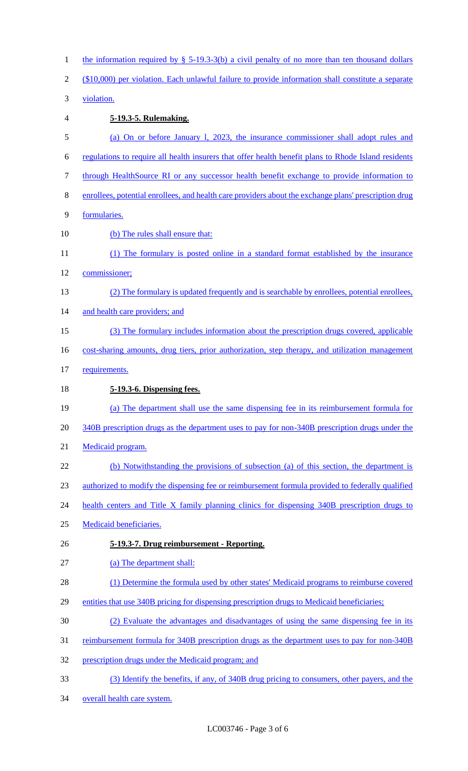the information required by § 5-19.3-3(b) a civil penalty of no more than ten thousand dollars ($10,000) per violation. Each unlawful failure to provide information shall constitute a separate violation.

**5-19.3-5. Rulemaking.**

(a) On or before January l, 2023, the insurance commissioner shall adopt rules and regulations to require all health insurers that offer health benefit plans to Rhode Island residents through HealthSource RI or any successor health benefit exchange to provide information to enrollees, potential enrollees, and health care providers about the exchange plans' prescription drug formularies.

(b) The rules shall ensure that:

(1) The formulary is posted online in a standard format established by the insurance commissioner;

(2) The formulary is updated frequently and is searchable by enrollees, potential enrollees, and health care providers; and

(3) The formulary includes information about the prescription drugs covered, applicable cost-sharing amounts, drug tiers, prior authorization, step therapy, and utilization management requirements.

**5-19.3-6. Dispensing fees.**

(a) The department shall use the same dispensing fee in its reimbursement formula for 340B prescription drugs as the department uses to pay for non-340B prescription drugs under the Medicaid program.

(b) Notwithstanding the provisions of subsection (a) of this section, the department is authorized to modify the dispensing fee or reimbursement formula provided to federally qualified health centers and Title X family planning clinics for dispensing 340B prescription drugs to Medicaid beneficiaries.

**5-19.3-7. Drug reimbursement - Reporting.**

(a) The department shall:

(1) Determine the formula used by other states' Medicaid programs to reimburse covered entities that use 340B pricing for dispensing prescription drugs to Medicaid beneficiaries;

(2) Evaluate the advantages and disadvantages of using the same dispensing fee in its reimbursement formula for 340B prescription drugs as the department uses to pay for non-340B prescription drugs under the Medicaid program; and

(3) Identify the benefits, if any, of 340B drug pricing to consumers, other payers, and the overall health care system.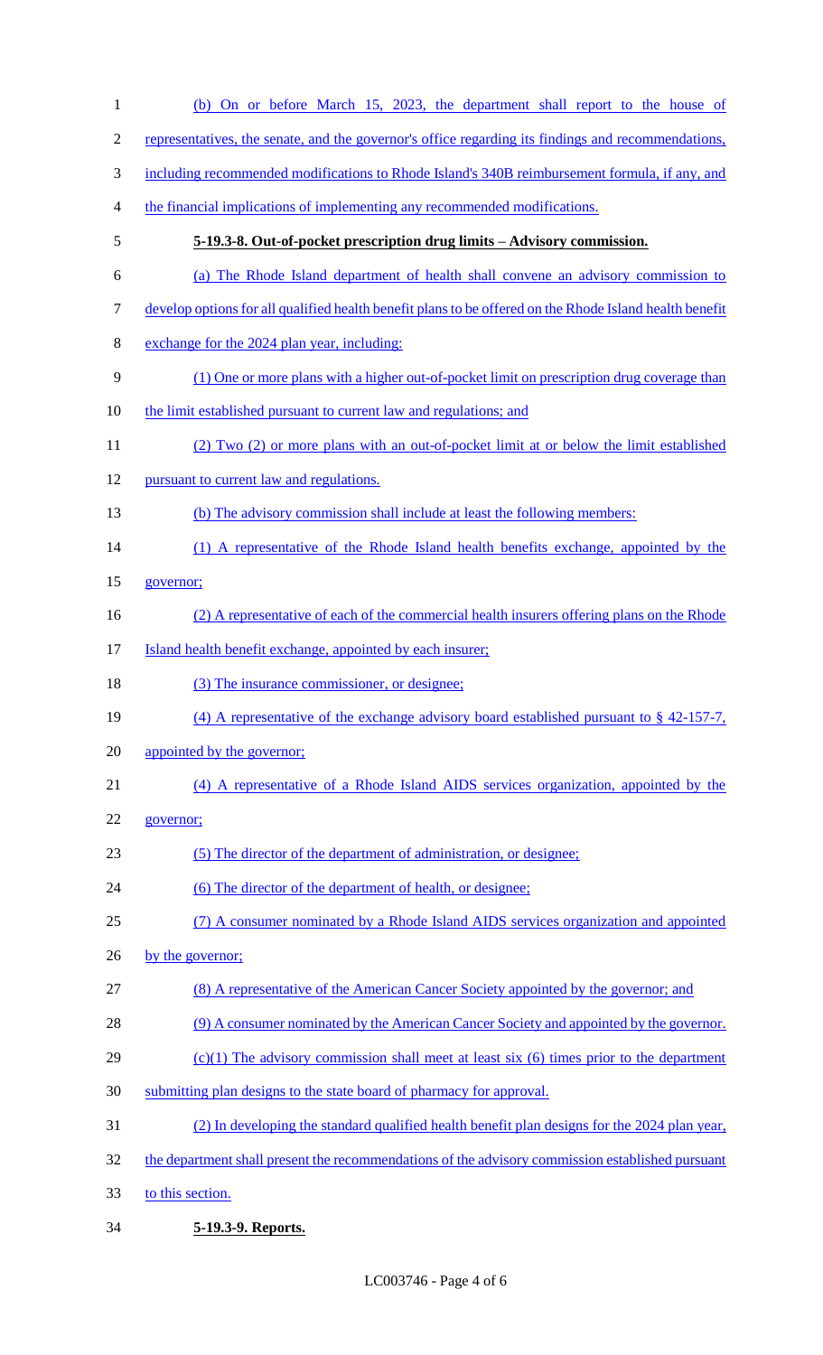(b) On or before March 15, 2023, the department shall report to the house of representatives, the senate, and the governor's office regarding its findings and recommendations, including recommended modifications to Rhode Island's 340B reimbursement formula, if any, and the financial implications of implementing any recommended modifications.

**5-19.3-8. Out-of-pocket prescription drug limits – Advisory commission.**

(a) The Rhode Island department of health shall convene an advisory commission to develop options for all qualified health benefit plans to be offered on the Rhode Island health benefit exchange for the 2024 plan year, including:

(1) One or more plans with a higher out-of-pocket limit on prescription drug coverage than the limit established pursuant to current law and regulations; and

(2) Two (2) or more plans with an out-of-pocket limit at or below the limit established pursuant to current law and regulations.

(b) The advisory commission shall include at least the following members:

(1) A representative of the Rhode Island health benefits exchange, appointed by the governor;

(2) A representative of each of the commercial health insurers offering plans on the Rhode Island health benefit exchange, appointed by each insurer;

(3) The insurance commissioner, or designee;

(4) A representative of the exchange advisory board established pursuant to § 42-157-7, appointed by the governor;

(4) A representative of a Rhode Island AIDS services organization, appointed by the governor;

(5) The director of the department of administration, or designee;

(6) The director of the department of health, or designee;

(7) A consumer nominated by a Rhode Island AIDS services organization and appointed by the governor;

(8) A representative of the American Cancer Society appointed by the governor; and

(9) A consumer nominated by the American Cancer Society and appointed by the governor.

(c)(1) The advisory commission shall meet at least six (6) times prior to the department submitting plan designs to the state board of pharmacy for approval.

(2) In developing the standard qualified health benefit plan designs for the 2024 plan year, the department shall present the recommendations of the advisory commission established pursuant to this section.

**5-19.3-9. Reports.**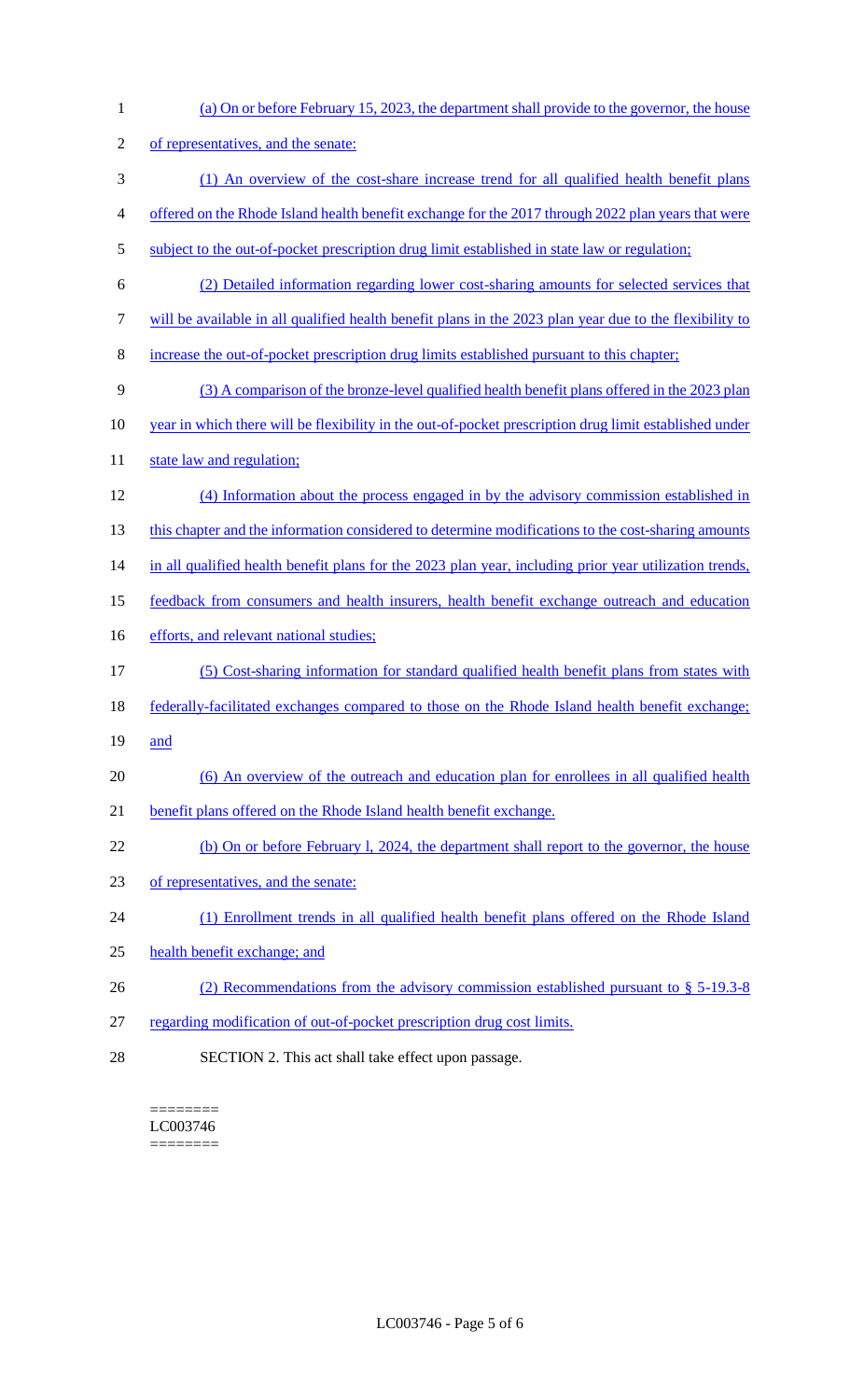(a) On or before February 15, 2023, the department shall provide to the governor, the house of representatives, and the senate:

(1) An overview of the cost-share increase trend for all qualified health benefit plans offered on the Rhode Island health benefit exchange for the 2017 through 2022 plan years that were subject to the out-of-pocket prescription drug limit established in state law or regulation;

(2) Detailed information regarding lower cost-sharing amounts for selected services that will be available in all qualified health benefit plans in the 2023 plan year due to the flexibility to increase the out-of-pocket prescription drug limits established pursuant to this chapter;

(3) A comparison of the bronze-level qualified health benefit plans offered in the 2023 plan year in which there will be flexibility in the out-of-pocket prescription drug limit established under state law and regulation;

(4) Information about the process engaged in by the advisory commission established in this chapter and the information considered to determine modifications to the cost-sharing amounts in all qualified health benefit plans for the 2023 plan year, including prior year utilization trends, feedback from consumers and health insurers, health benefit exchange outreach and education efforts, and relevant national studies;

(5) Cost-sharing information for standard qualified health benefit plans from states with federally-facilitated exchanges compared to those on the Rhode Island health benefit exchange; and

(6) An overview of the outreach and education plan for enrollees in all qualified health benefit plans offered on the Rhode Island health benefit exchange.

(b) On or before February l, 2024, the department shall report to the governor, the house of representatives, and the senate:

(1) Enrollment trends in all qualified health benefit plans offered on the Rhode Island health benefit exchange; and

(2) Recommendations from the advisory commission established pursuant to § 5-19.3-8 regarding modification of out-of-pocket prescription drug cost limits.

SECTION 2. This act shall take effect upon passage.

========
LC003746
========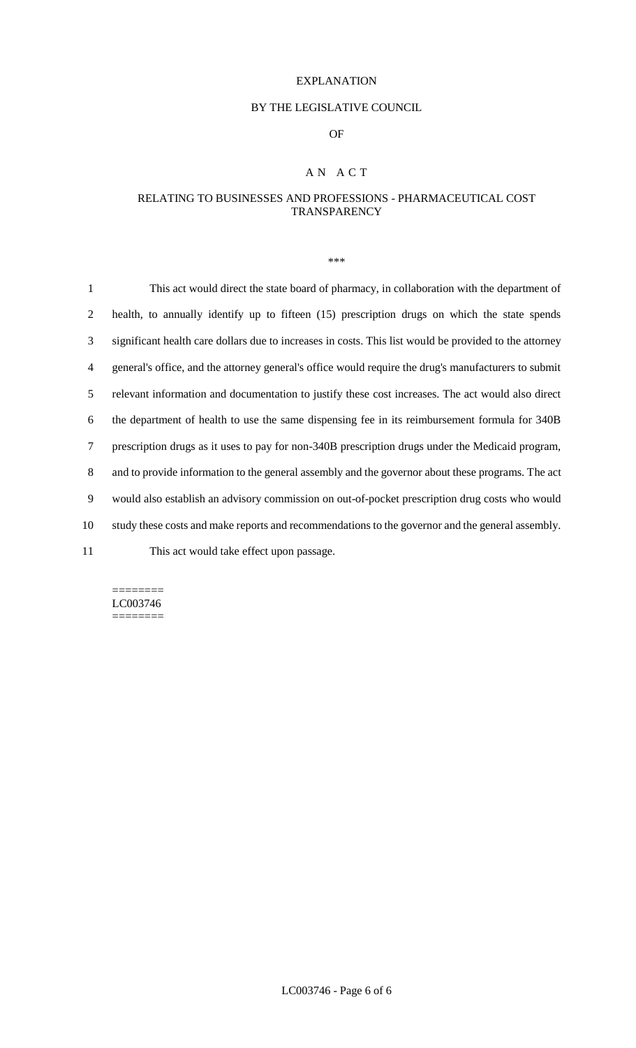EXPLANATION

BY THE LEGISLATIVE COUNCIL

OF

A N A C T

RELATING TO BUSINESSES AND PROFESSIONS - PHARMACEUTICAL COST TRANSPARENCY

\*\*\*

This act would direct the state board of pharmacy, in collaboration with the department of health, to annually identify up to fifteen (15) prescription drugs on which the state spends significant health care dollars due to increases in costs. This list would be provided to the attorney general's office, and the attorney general's office would require the drug's manufacturers to submit relevant information and documentation to justify these cost increases. The act would also direct the department of health to use the same dispensing fee in its reimbursement formula for 340B prescription drugs as it uses to pay for non-340B prescription drugs under the Medicaid program, and to provide information to the general assembly and the governor about these programs. The act would also establish an advisory commission on out-of-pocket prescription drug costs who would study these costs and make reports and recommendations to the governor and the general assembly.

This act would take effect upon passage.

========
LC003746
========